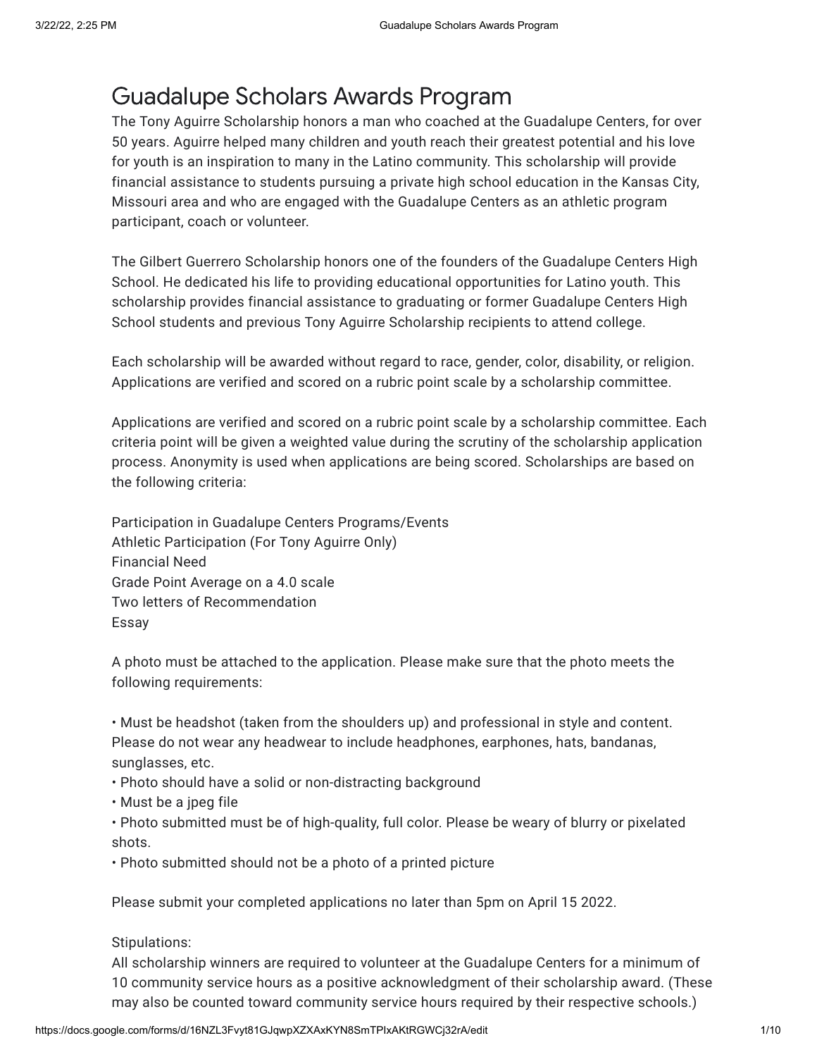# Guadalupe Scholars Awards Program

The Tony Aguirre Scholarship honors a man who coached at the Guadalupe Centers, for over 50 years. Aguirre helped many children and youth reach their greatest potential and his love for youth is an inspiration to many in the Latino community. This scholarship will provide financial assistance to students pursuing a private high school education in the Kansas City, Missouri area and who are engaged with the Guadalupe Centers as an athletic program participant, coach or volunteer.

The Gilbert Guerrero Scholarship honors one of the founders of the Guadalupe Centers High School. He dedicated his life to providing educational opportunities for Latino youth. This scholarship provides financial assistance to graduating or former Guadalupe Centers High School students and previous Tony Aguirre Scholarship recipients to attend college.

Each scholarship will be awarded without regard to race, gender, color, disability, or religion. Applications are verified and scored on a rubric point scale by a scholarship committee.

Applications are verified and scored on a rubric point scale by a scholarship committee. Each criteria point will be given a weighted value during the scrutiny of the scholarship application process. Anonymity is used when applications are being scored. Scholarships are based on the following criteria:

Participation in Guadalupe Centers Programs/Events
Athletic Participation (For Tony Aguirre Only)
Financial Need
Grade Point Average on a 4.0 scale
Two letters of Recommendation
Essay

A photo must be attached to the application. Please make sure that the photo meets the following requirements:

• Must be headshot (taken from the shoulders up) and professional in style and content. Please do not wear any headwear to include headphones, earphones, hats, bandanas, sunglasses, etc.
• Photo should have a solid or non-distracting background
• Must be a jpeg file
• Photo submitted must be of high-quality, full color. Please be weary of blurry or pixelated shots.
• Photo submitted should not be a photo of a printed picture

Please submit your completed applications no later than 5pm on April 15 2022.

Stipulations:
All scholarship winners are required to volunteer at the Guadalupe Centers for a minimum of 10 community service hours as a positive acknowledgment of their scholarship award. (These may also be counted toward community service hours required by their respective schools.)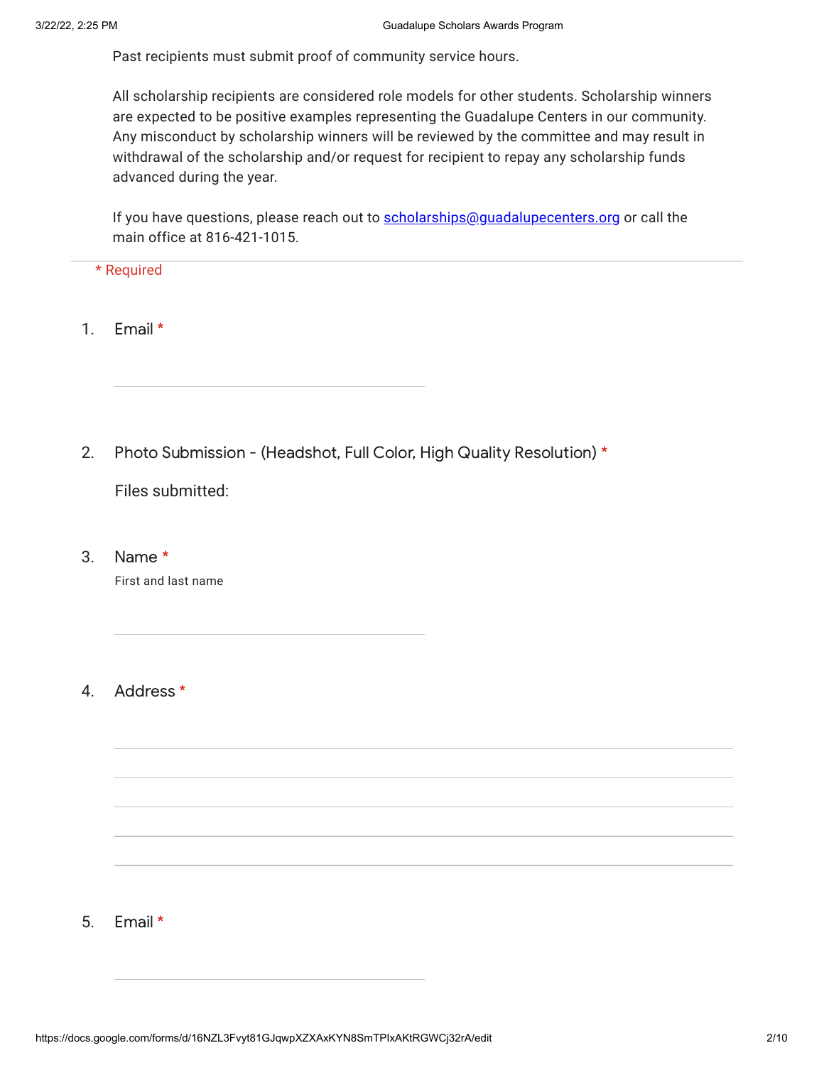Past recipients must submit proof of community service hours.

All scholarship recipients are considered role models for other students. Scholarship winners are expected to be positive examples representing the Guadalupe Centers in our community. Any misconduct by scholarship winners will be reviewed by the committee and may result in withdrawal of the scholarship and/or request for recipient to repay any scholarship funds advanced during the year.

If you have questions, please reach out to [scholarships@guadalupecenters.org](mailto:scholarships@guadalupecenters.org) or call the main office at 816-421-1015.

---

\* Required

1. Email *

   _______________________

2. Photo Submission - (Headshot, Full Color, High Quality Resolution) *

   Files submitted:

3. Name *

   First and last name

   _______________________

4. Address *

   _______________________

   _______________________

   _______________________

   _______________________

   _______________________

5. Email *

   _______________________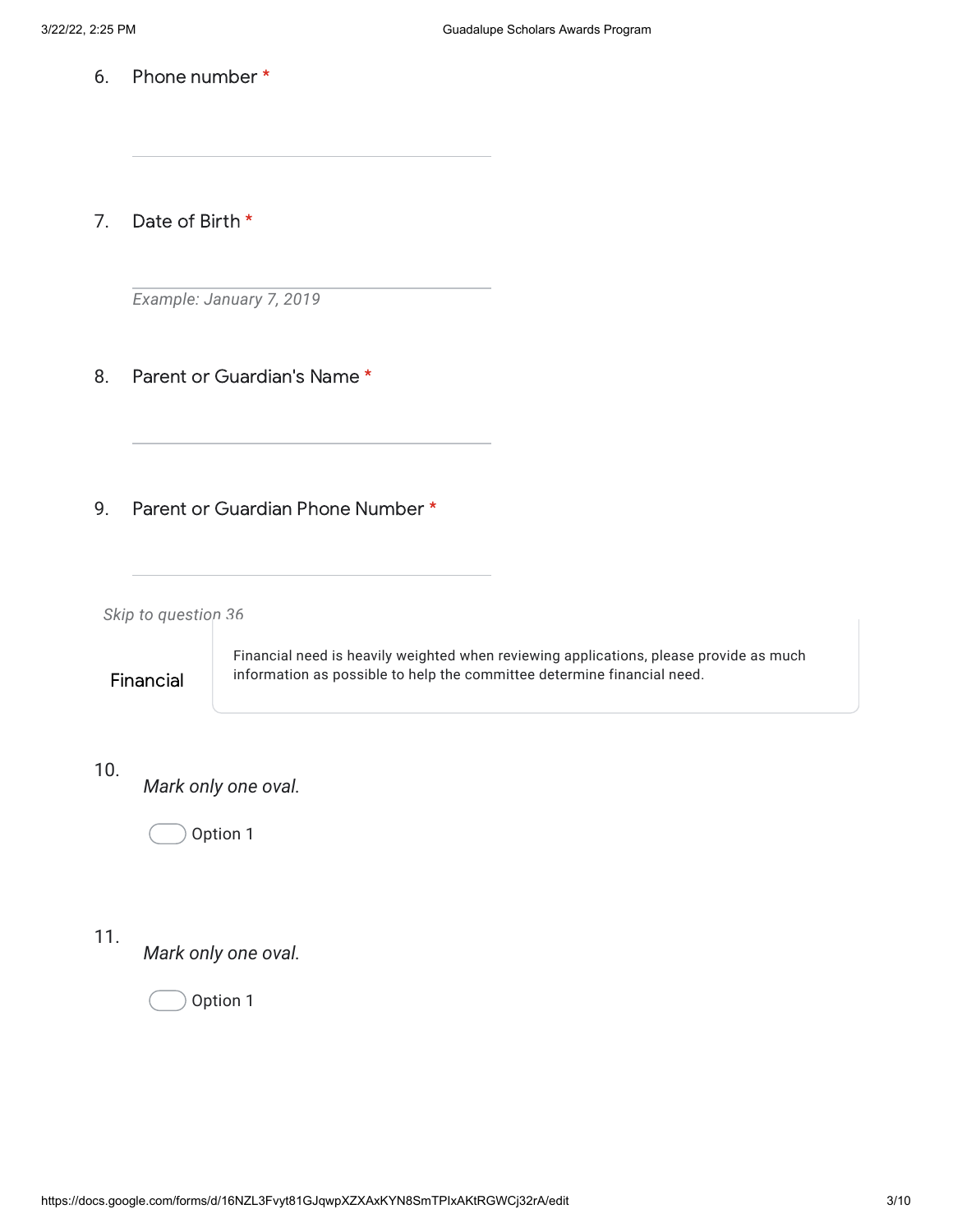6. Phone number *

7. Date of Birth *

*Example: January 7, 2019*

8. Parent or Guardian's Name *

9. Parent or Guardian Phone Number *

*Skip to question 36*

## Financial

Financial need is heavily weighted when reviewing applications, please provide as much information as possible to help the committee determine financial need.

10.

*Mark only one oval.*

- Option 1

11.

*Mark only one oval.*

- Option 1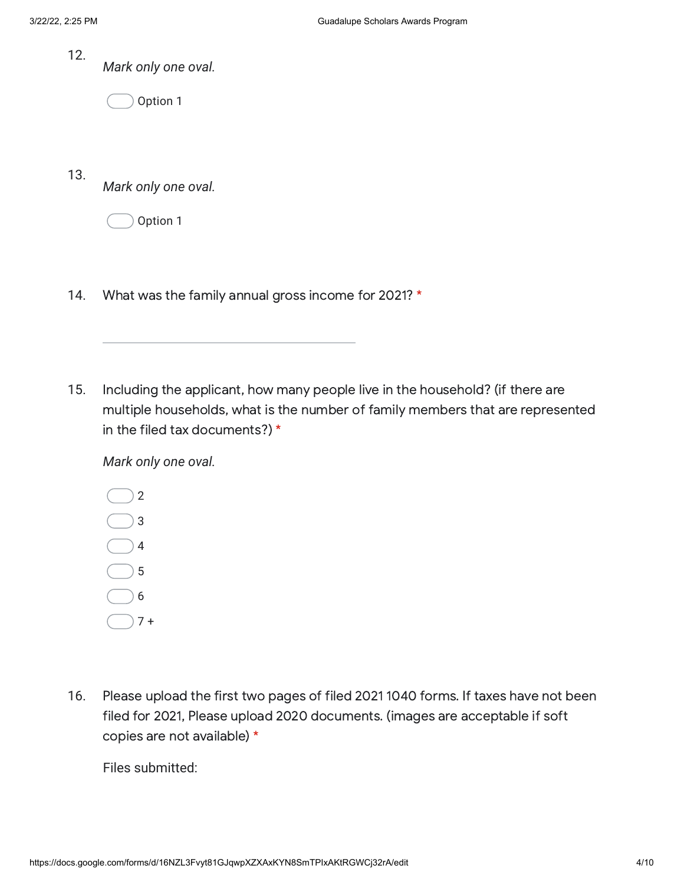12.

*Mark only one oval.*

- ( ) Option 1

13.

*Mark only one oval.*

- ( ) Option 1

14. What was the family annual gross income for 2021? *

\_\_\_\_\_\_\_\_\_\_\_\_\_\_\_\_\_\_\_\_\_\_\_\_\_\_\_\_\_\_

15. Including the applicant, how many people live in the household? (if there are multiple households, what is the number of family members that are represented in the filed tax documents?) *

*Mark only one oval.*

- ( ) 2
- ( ) 3
- ( ) 4
- ( ) 5
- ( ) 6
- ( ) 7 +

16. Please upload the first two pages of filed 2021 1040 forms. If taxes have not been filed for 2021, Please upload 2020 documents. (images are acceptable if soft copies are not available) *

Files submitted: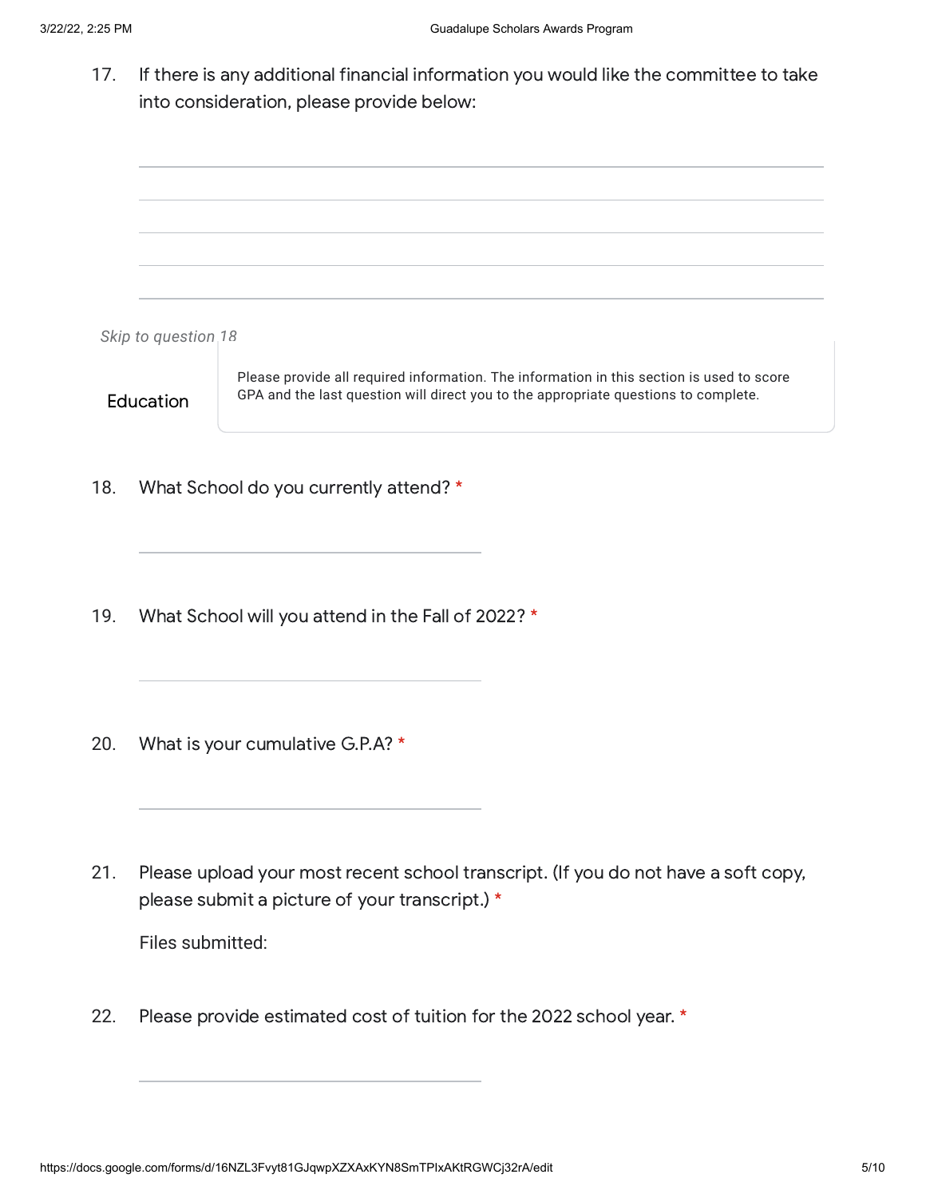17. If there is any additional financial information you would like the committee to take into consideration, please provide below:

*Skip to question 18*

## Education

Please provide all required information. The information in this section is used to score GPA and the last question will direct you to the appropriate questions to complete.

18. What School do you currently attend? *

19. What School will you attend in the Fall of 2022? *

20. What is your cumulative G.P.A? *

21. Please upload your most recent school transcript. (If you do not have a soft copy, please submit a picture of your transcript.) *

    Files submitted:

22. Please provide estimated cost of tuition for the 2022 school year. *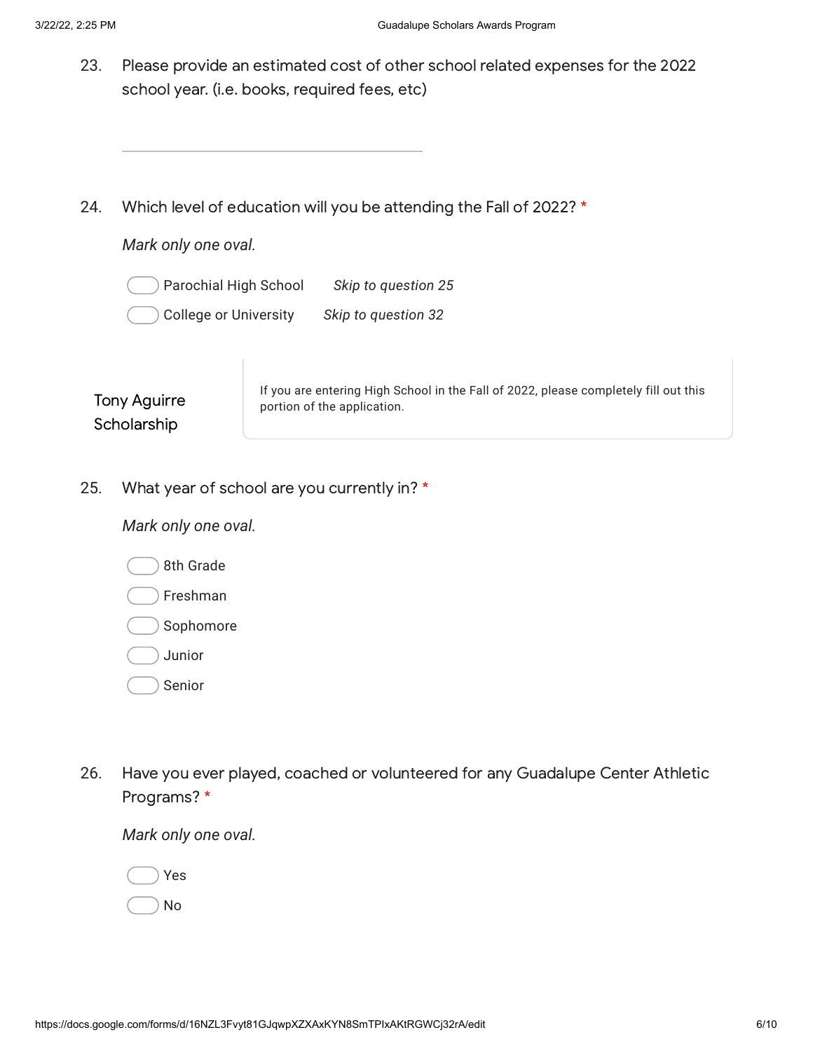23. Please provide an estimated cost of other school related expenses for the 2022 school year. (i.e. books, required fees, etc)

\_\_\_\_\_\_\_\_\_\_\_\_\_\_\_\_\_\_\_\_\_\_\_\_\_\_\_\_\_\_\_\_\_\_\_\_

24. Which level of education will you be attending the Fall of 2022? *

*Mark only one oval.*

- ◯ Parochial High School *Skip to question 25*
- ◯ College or University *Skip to question 32*

## Tony Aguirre Scholarship

If you are entering High School in the Fall of 2022, please completely fill out this portion of the application.

25. What year of school are you currently in? *

*Mark only one oval.*

- ◯ 8th Grade
- ◯ Freshman
- ◯ Sophomore
- ◯ Junior
- ◯ Senior

26. Have you ever played, coached or volunteered for any Guadalupe Center Athletic Programs? *

*Mark only one oval.*

- ◯ Yes
- ◯ No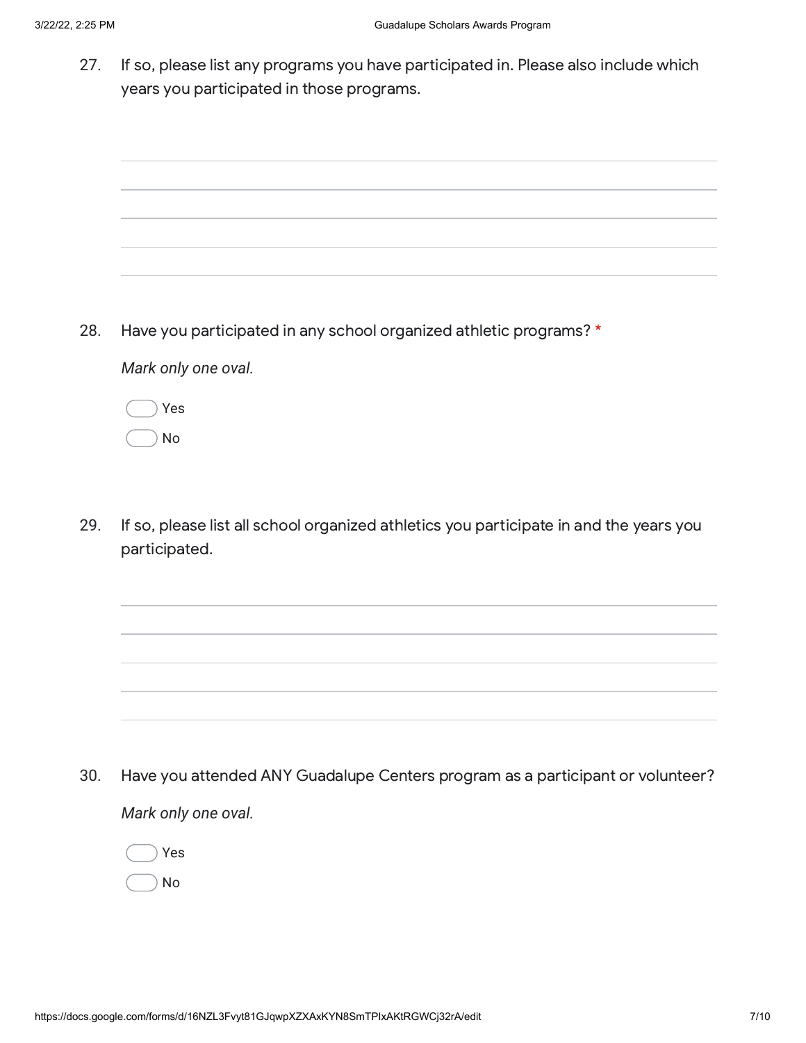27. If so, please list any programs you have participated in. Please also include which years you participated in those programs.

28. Have you participated in any school organized athletic programs? *

*Mark only one oval.*

- Yes
- No

29. If so, please list all school organized athletics you participate in and the years you participated.

30. Have you attended ANY Guadalupe Centers program as a participant or volunteer?

*Mark only one oval.*

- Yes
- No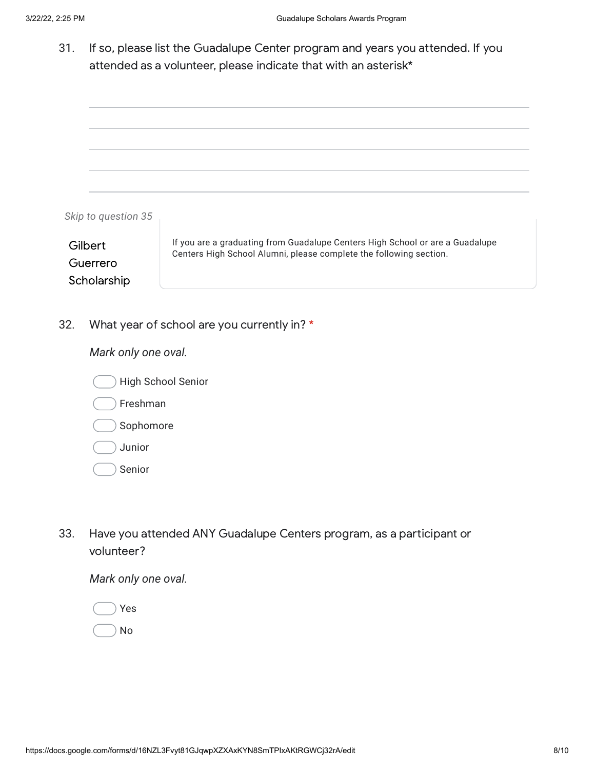31. If so, please list the Guadalupe Center program and years you attended. If you attended as a volunteer, please indicate that with an asterisk*

_______________________________________________

_______________________________________________

_______________________________________________

_______________________________________________

_______________________________________________

*Skip to question 35*

## Gilbert Guerrero Scholarship

If you are a graduating from Guadalupe Centers High School or are a Guadalupe Centers High School Alumni, please complete the following section.

32. What year of school are you currently in? *

*Mark only one oval.*

- ◯ High School Senior
- ◯ Freshman
- ◯ Sophomore
- ◯ Junior
- ◯ Senior

33. Have you attended ANY Guadalupe Centers program, as a participant or volunteer?

*Mark only one oval.*

- ◯ Yes
- ◯ No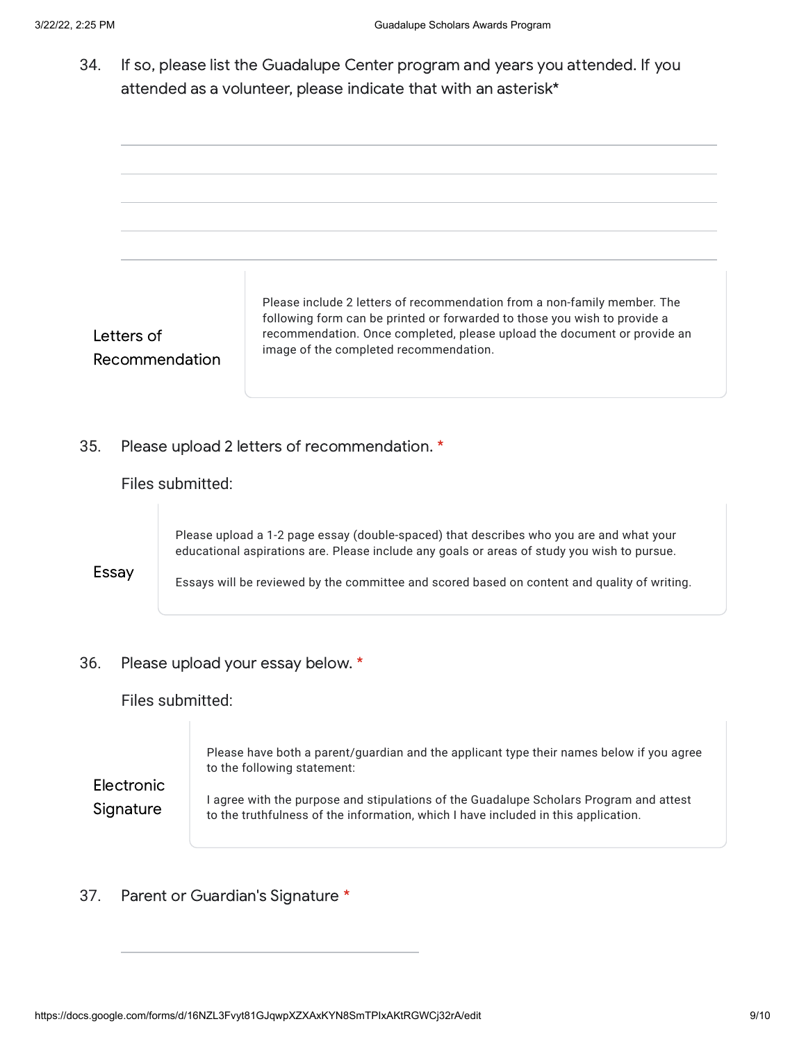34. If so, please list the Guadalupe Center program and years you attended. If you attended as a volunteer, please indicate that with an asterisk*

**Letters of Recommendation**

Please include 2 letters of recommendation from a non-family member. The following form can be printed or forwarded to those you wish to provide a recommendation. Once completed, please upload the document or provide an image of the completed recommendation.

35. Please upload 2 letters of recommendation. *

Files submitted:

**Essay**

Please upload a 1-2 page essay (double-spaced) that describes who you are and what your educational aspirations are. Please include any goals or areas of study you wish to pursue.

Essays will be reviewed by the committee and scored based on content and quality of writing.

36. Please upload your essay below. *

Files submitted:

**Electronic Signature**

Please have both a parent/guardian and the applicant type their names below if you agree to the following statement:

I agree with the purpose and stipulations of the Guadalupe Scholars Program and attest to the truthfulness of the information, which I have included in this application.

37. Parent or Guardian's Signature *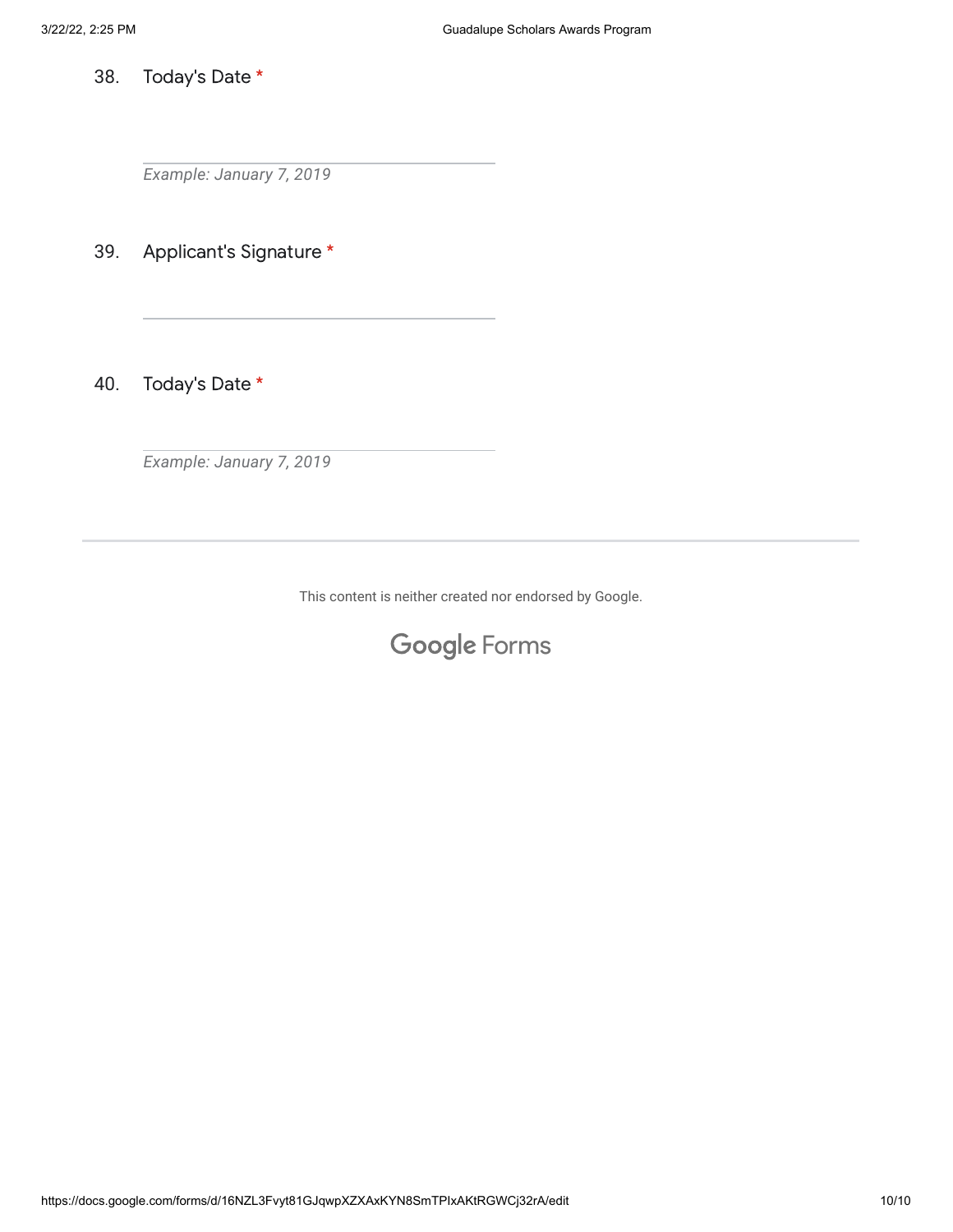38. Today's Date *

*Example: January 7, 2019*

39. Applicant's Signature *

40. Today's Date *

*Example: January 7, 2019*

---

This content is neither created nor endorsed by Google.

Google Forms